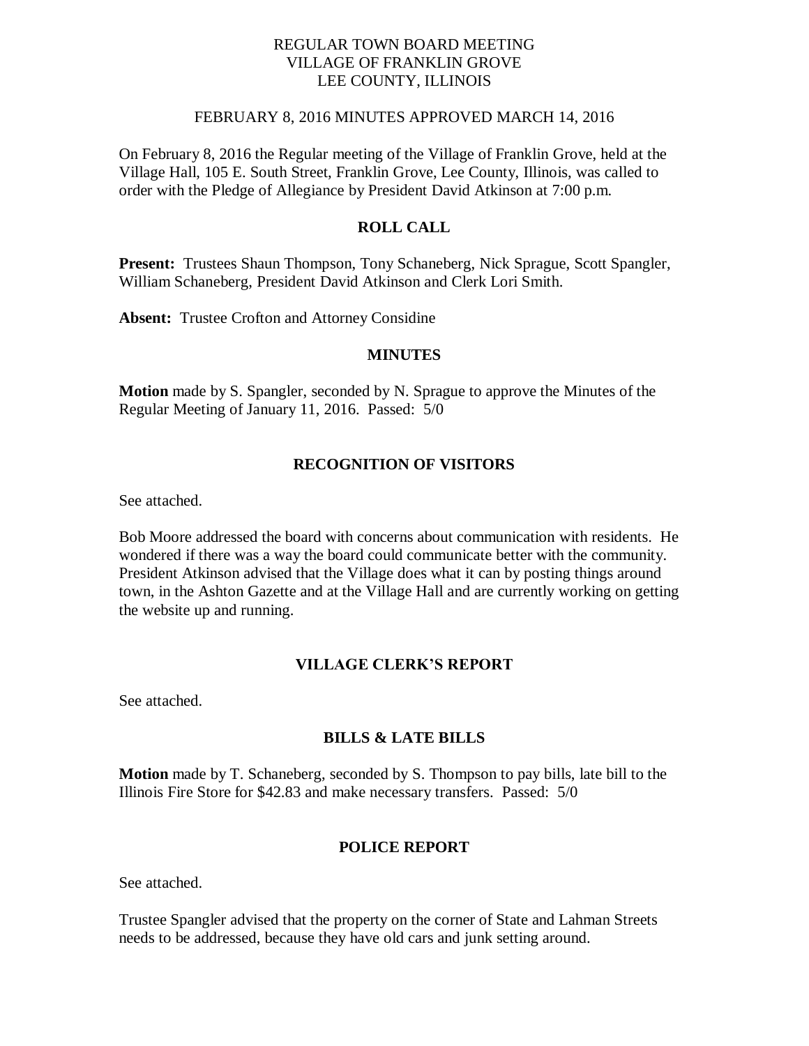# REGULAR TOWN BOARD MEETING
# VILLAGE OF FRANKLIN GROVE
# LEE COUNTY, ILLINOIS

FEBRUARY 8, 2016 MINUTES APPROVED MARCH 14, 2016

On February 8, 2016 the Regular meeting of the Village of Franklin Grove, held at the Village Hall, 105 E. South Street, Franklin Grove, Lee County, Illinois, was called to order with the Pledge of Allegiance by President David Atkinson at 7:00 p.m.

## ROLL CALL

**Present:** Trustees Shaun Thompson, Tony Schaneberg, Nick Sprague, Scott Spangler, William Schaneberg, President David Atkinson and Clerk Lori Smith.

**Absent:** Trustee Crofton and Attorney Considine

## MINUTES

**Motion** made by S. Spangler, seconded by N. Sprague to approve the Minutes of the Regular Meeting of January 11, 2016. Passed: 5/0

## RECOGNITION OF VISITORS

See attached.

Bob Moore addressed the board with concerns about communication with residents. He wondered if there was a way the board could communicate better with the community. President Atkinson advised that the Village does what it can by posting things around town, in the Ashton Gazette and at the Village Hall and are currently working on getting the website up and running.

## VILLAGE CLERK'S REPORT

See attached.

## BILLS & LATE BILLS

**Motion** made by T. Schaneberg, seconded by S. Thompson to pay bills, late bill to the Illinois Fire Store for $42.83 and make necessary transfers. Passed: 5/0

## POLICE REPORT

See attached.

Trustee Spangler advised that the property on the corner of State and Lahman Streets needs to be addressed, because they have old cars and junk setting around.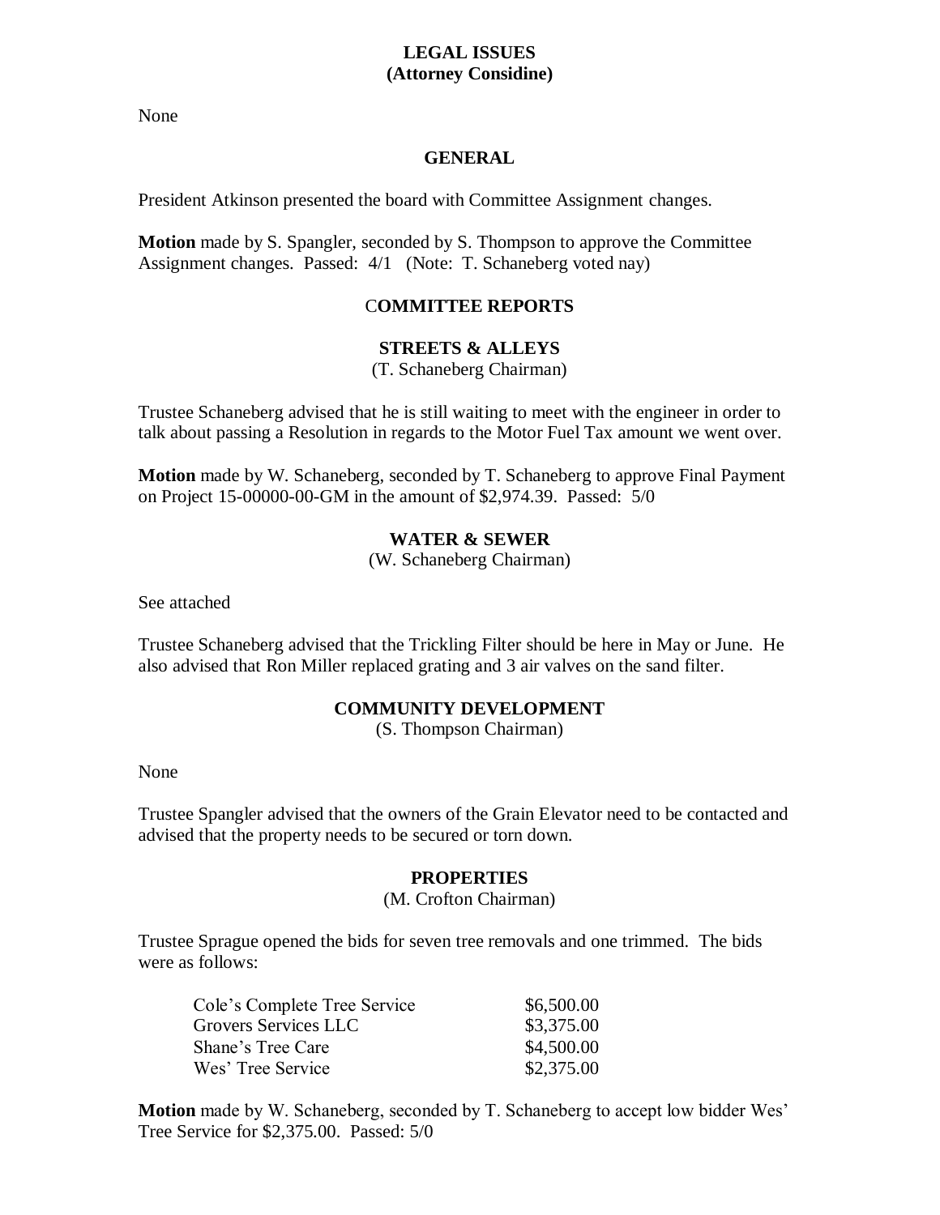## LEGAL ISSUES
## (Attorney Considine)

None

## GENERAL

President Atkinson presented the board with Committee Assignment changes.

**Motion** made by S. Spangler, seconded by S. Thompson to approve the Committee Assignment changes. Passed: 4/1 (Note: T. Schaneberg voted nay)

## COMMITTEE REPORTS

### STREETS & ALLEYS
(T. Schaneberg Chairman)

Trustee Schaneberg advised that he is still waiting to meet with the engineer in order to talk about passing a Resolution in regards to the Motor Fuel Tax amount we went over.

**Motion** made by W. Schaneberg, seconded by T. Schaneberg to approve Final Payment on Project 15-00000-00-GM in the amount of $2,974.39. Passed: 5/0

### WATER & SEWER
(W. Schaneberg Chairman)

See attached

Trustee Schaneberg advised that the Trickling Filter should be here in May or June. He also advised that Ron Miller replaced grating and 3 air valves on the sand filter.

### COMMUNITY DEVELOPMENT
(S. Thompson Chairman)

None

Trustee Spangler advised that the owners of the Grain Elevator need to be contacted and advised that the property needs to be secured or torn down.

### PROPERTIES
(M. Crofton Chairman)

Trustee Sprague opened the bids for seven tree removals and one trimmed. The bids were as follows:

| | |
|---|---|
| Cole's Complete Tree Service | $6,500.00 |
| Grovers Services LLC | $3,375.00 |
| Shane's Tree Care | $4,500.00 |
| Wes' Tree Service | $2,375.00 |

**Motion** made by W. Schaneberg, seconded by T. Schaneberg to accept low bidder Wes' Tree Service for $2,375.00. Passed: 5/0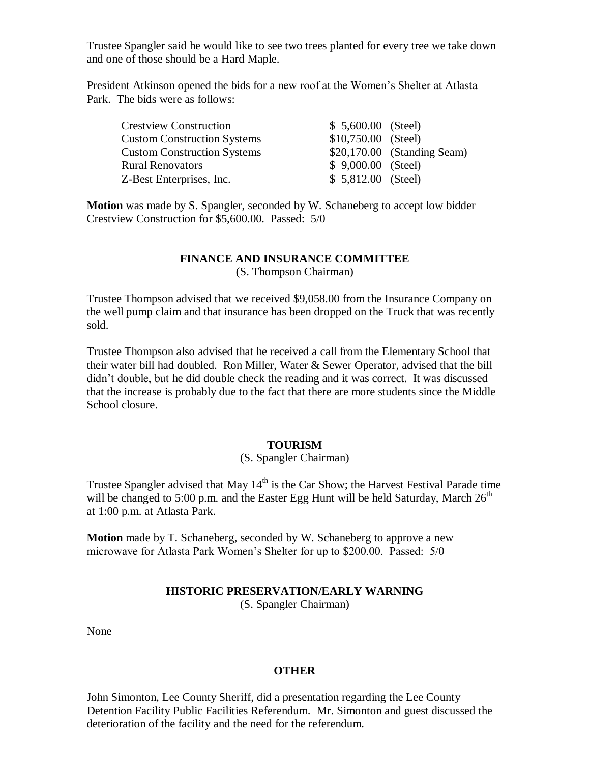Trustee Spangler said he would like to see two trees planted for every tree we take down and one of those should be a Hard Maple.

President Atkinson opened the bids for a new roof at the Women's Shelter at Atlasta Park. The bids were as follows:

| | | |
|---|---|---|
| Crestview Construction | $ 5,600.00 | (Steel) |
| Custom Construction Systems | $10,750.00 | (Steel) |
| Custom Construction Systems | $20,170.00 | (Standing Seam) |
| Rural Renovators | $ 9,000.00 | (Steel) |
| Z-Best Enterprises, Inc. | $ 5,812.00 | (Steel) |

**Motion** was made by S. Spangler, seconded by W. Schaneberg to accept low bidder Crestview Construction for $5,600.00. Passed: 5/0

## FINANCE AND INSURANCE COMMITTEE

(S. Thompson Chairman)

Trustee Thompson advised that we received $9,058.00 from the Insurance Company on the well pump claim and that insurance has been dropped on the Truck that was recently sold.

Trustee Thompson also advised that he received a call from the Elementary School that their water bill had doubled. Ron Miller, Water & Sewer Operator, advised that the bill didn't double, but he did double check the reading and it was correct. It was discussed that the increase is probably due to the fact that there are more students since the Middle School closure.

## TOURISM

(S. Spangler Chairman)

Trustee Spangler advised that May 14th is the Car Show; the Harvest Festival Parade time will be changed to 5:00 p.m. and the Easter Egg Hunt will be held Saturday, March 26th at 1:00 p.m. at Atlasta Park.

**Motion** made by T. Schaneberg, seconded by W. Schaneberg to approve a new microwave for Atlasta Park Women's Shelter for up to $200.00. Passed: 5/0

## HISTORIC PRESERVATION/EARLY WARNING

(S. Spangler Chairman)

None

## OTHER

John Simonton, Lee County Sheriff, did a presentation regarding the Lee County Detention Facility Public Facilities Referendum. Mr. Simonton and guest discussed the deterioration of the facility and the need for the referendum.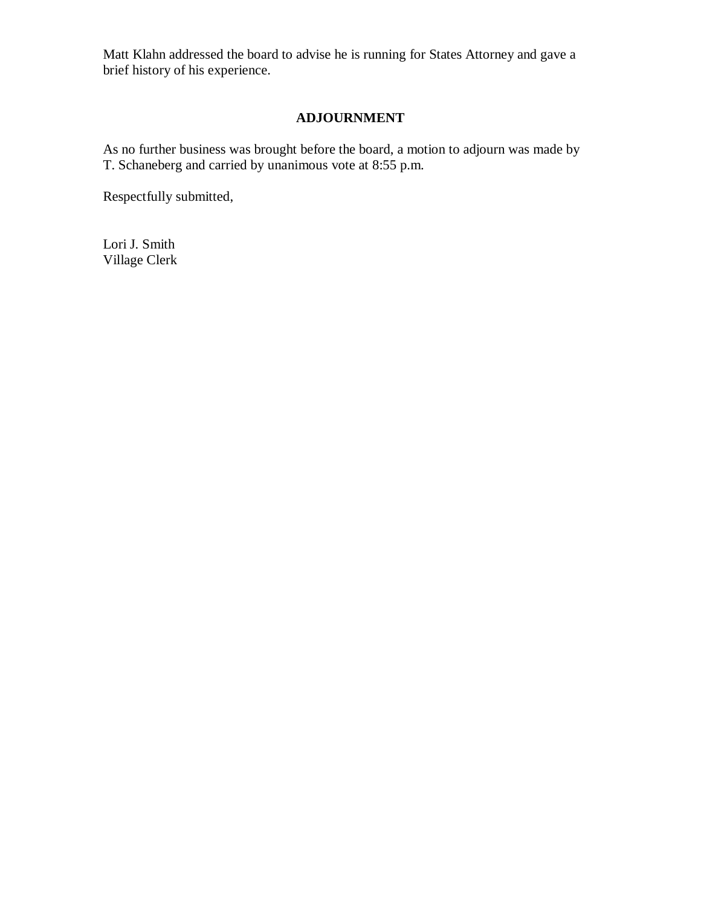Matt Klahn addressed the board to advise he is running for States Attorney and gave a brief history of his experience.

## ADJOURNMENT

As no further business was brought before the board, a motion to adjourn was made by T. Schaneberg and carried by unanimous vote at 8:55 p.m.

Respectfully submitted,

Lori J. Smith
Village Clerk